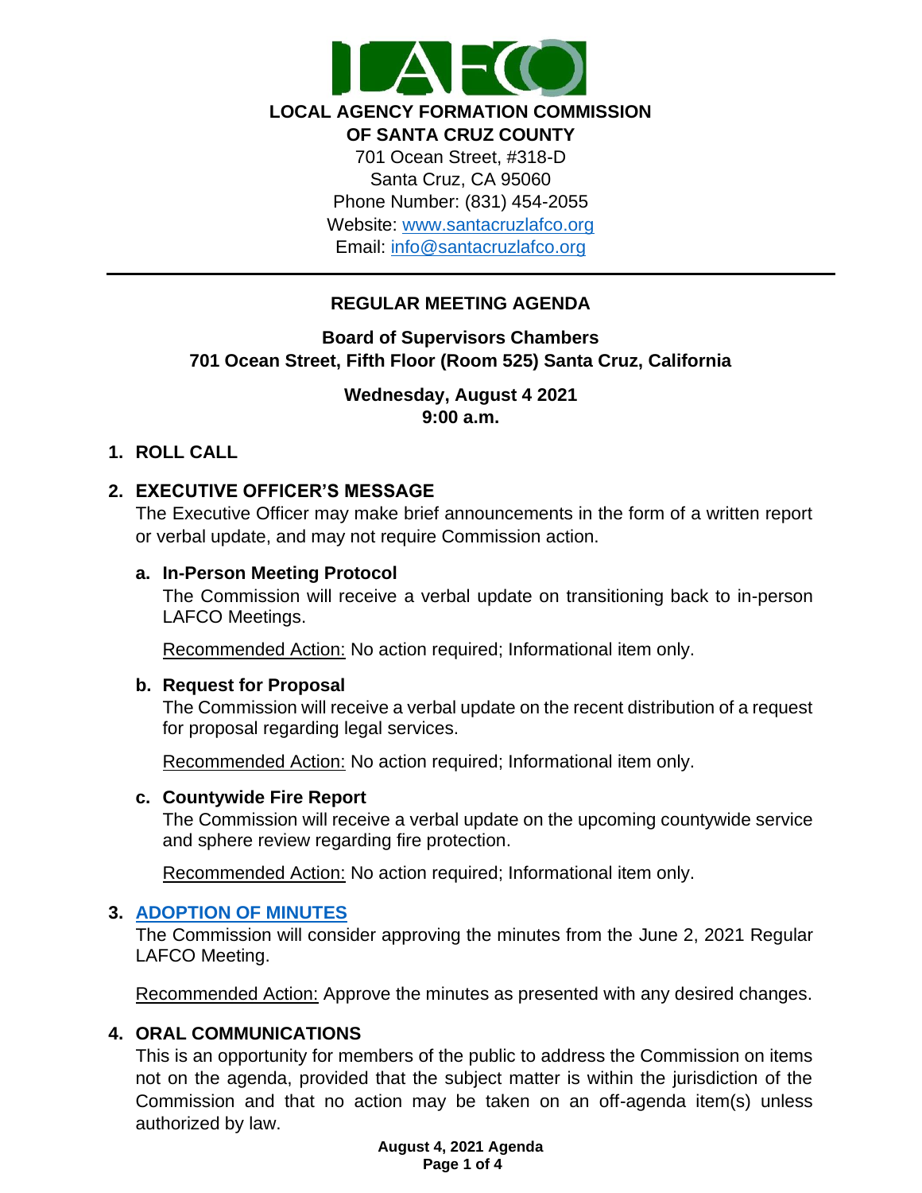**LOCAL AGENCY FORMATION COMMISSION OF SANTA CRUZ COUNTY**

701 Ocean Street, #318-D
Santa Cruz, CA 95060
Phone Number: (831) 454-2055
Website: [www.santacruzlafco.org](http://www.santacruzlafco.org)
Email: [info@santacruzlafco.org](mailto:info@santacruzlafco.org)

---

# REGULAR MEETING AGENDA

**Board of Supervisors Chambers**
**701 Ocean Street, Fifth Floor (Room 525) Santa Cruz, California**

**Wednesday, August 4 2021**
**9:00 a.m.**

## 1. ROLL CALL

## 2. EXECUTIVE OFFICER'S MESSAGE

The Executive Officer may make brief announcements in the form of a written report or verbal update, and may not require Commission action.

### a. In-Person Meeting Protocol

The Commission will receive a verbal update on transitioning back to in-person LAFCO Meetings.

Recommended Action: No action required; Informational item only.

### b. Request for Proposal

The Commission will receive a verbal update on the recent distribution of a request for proposal regarding legal services.

Recommended Action: No action required; Informational item only.

### c. Countywide Fire Report

The Commission will receive a verbal update on the upcoming countywide service and sphere review regarding fire protection.

Recommended Action: No action required; Informational item only.

## 3. ADOPTION OF MINUTES

The Commission will consider approving the minutes from the June 2, 2021 Regular LAFCO Meeting.

Recommended Action: Approve the minutes as presented with any desired changes.

## 4. ORAL COMMUNICATIONS

This is an opportunity for members of the public to address the Commission on items not on the agenda, provided that the subject matter is within the jurisdiction of the Commission and that no action may be taken on an off-agenda item(s) unless authorized by law.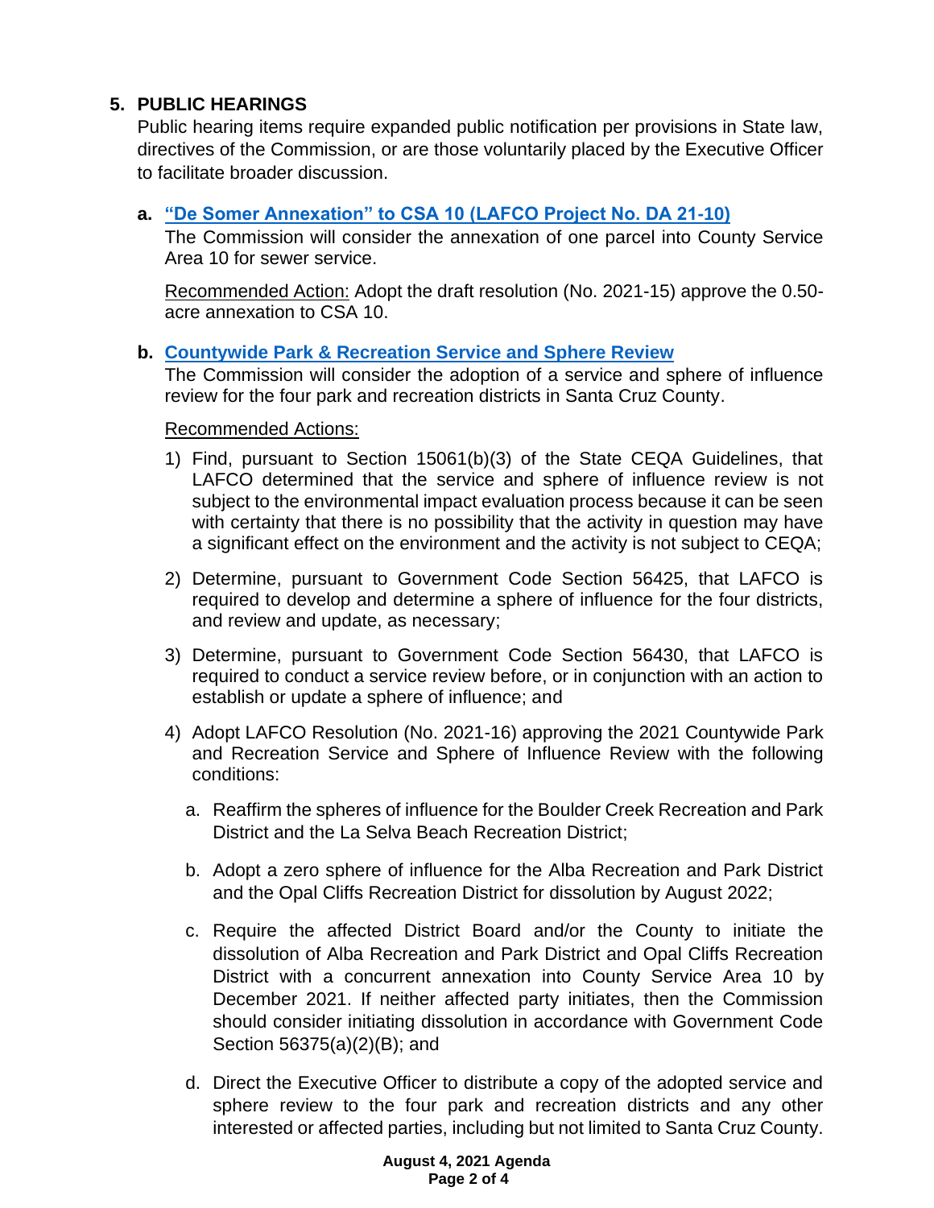## 5. PUBLIC HEARINGS

Public hearing items require expanded public notification per provisions in State law, directives of the Commission, or are those voluntarily placed by the Executive Officer to facilitate broader discussion.

**a. "De Somer Annexation" to CSA 10 (LAFCO Project No. DA 21-10)**

The Commission will consider the annexation of one parcel into County Service Area 10 for sewer service.

Recommended Action: Adopt the draft resolution (No. 2021-15) approve the 0.50-acre annexation to CSA 10.

**b. Countywide Park & Recreation Service and Sphere Review**

The Commission will consider the adoption of a service and sphere of influence review for the four park and recreation districts in Santa Cruz County.

Recommended Actions:

1) Find, pursuant to Section 15061(b)(3) of the State CEQA Guidelines, that LAFCO determined that the service and sphere of influence review is not subject to the environmental impact evaluation process because it can be seen with certainty that there is no possibility that the activity in question may have a significant effect on the environment and the activity is not subject to CEQA;

2) Determine, pursuant to Government Code Section 56425, that LAFCO is required to develop and determine a sphere of influence for the four districts, and review and update, as necessary;

3) Determine, pursuant to Government Code Section 56430, that LAFCO is required to conduct a service review before, or in conjunction with an action to establish or update a sphere of influence; and

4) Adopt LAFCO Resolution (No. 2021-16) approving the 2021 Countywide Park and Recreation Service and Sphere of Influence Review with the following conditions:

   a. Reaffirm the spheres of influence for the Boulder Creek Recreation and Park District and the La Selva Beach Recreation District;

   b. Adopt a zero sphere of influence for the Alba Recreation and Park District and the Opal Cliffs Recreation District for dissolution by August 2022;

   c. Require the affected District Board and/or the County to initiate the dissolution of Alba Recreation and Park District and Opal Cliffs Recreation District with a concurrent annexation into County Service Area 10 by December 2021. If neither affected party initiates, then the Commission should consider initiating dissolution in accordance with Government Code Section 56375(a)(2)(B); and

   d. Direct the Executive Officer to distribute a copy of the adopted service and sphere review to the four park and recreation districts and any other interested or affected parties, including but not limited to Santa Cruz County.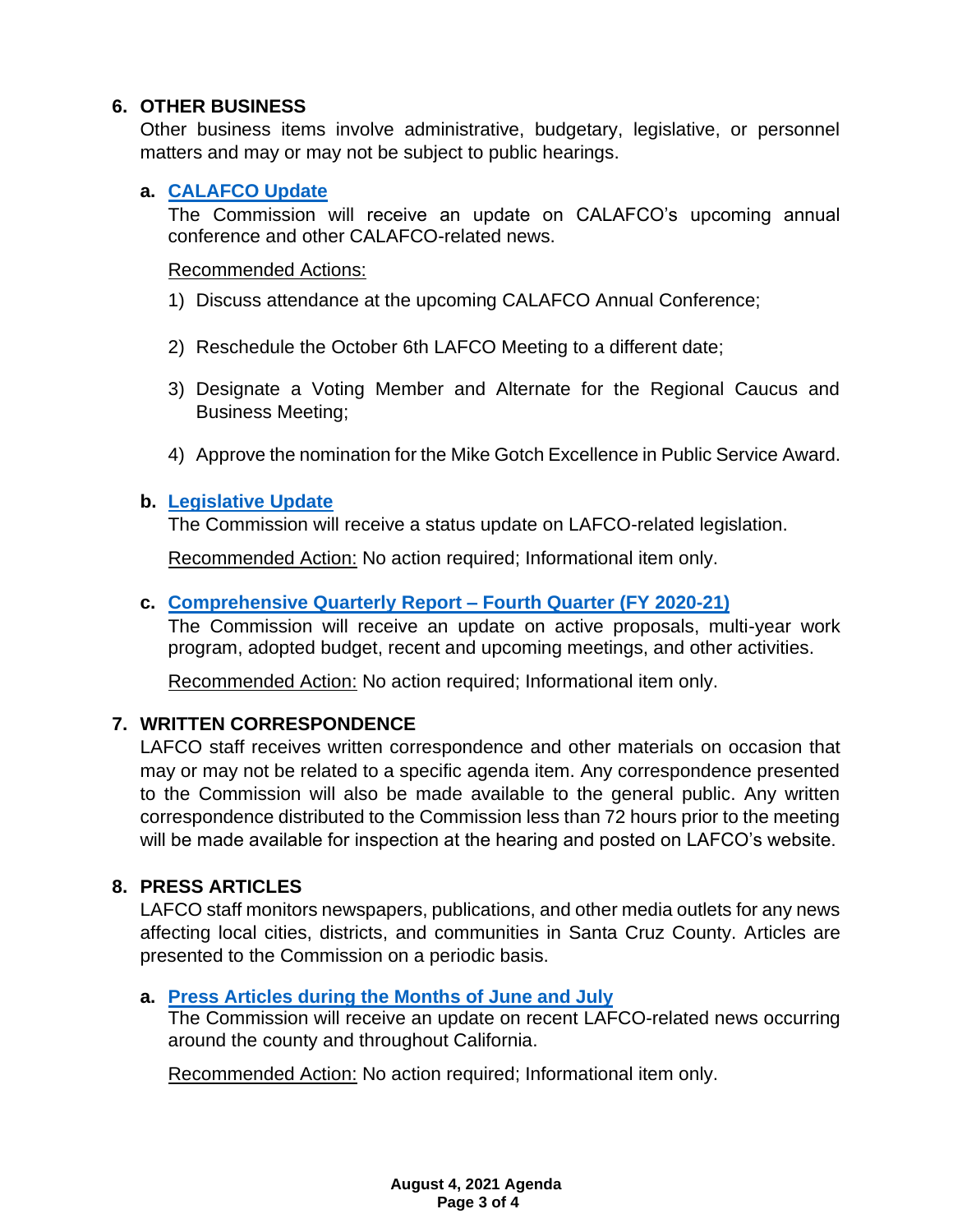## 6. OTHER BUSINESS

Other business items involve administrative, budgetary, legislative, or personnel matters and may or may not be subject to public hearings.

### a. CALAFCO Update

The Commission will receive an update on CALAFCO's upcoming annual conference and other CALAFCO-related news.

Recommended Actions:

1) Discuss attendance at the upcoming CALAFCO Annual Conference;
2) Reschedule the October 6th LAFCO Meeting to a different date;
3) Designate a Voting Member and Alternate for the Regional Caucus and Business Meeting;
4) Approve the nomination for the Mike Gotch Excellence in Public Service Award.

### b. Legislative Update

The Commission will receive a status update on LAFCO-related legislation.

Recommended Action: No action required; Informational item only.

### c. Comprehensive Quarterly Report – Fourth Quarter (FY 2020-21)

The Commission will receive an update on active proposals, multi-year work program, adopted budget, recent and upcoming meetings, and other activities.

Recommended Action: No action required; Informational item only.

## 7. WRITTEN CORRESPONDENCE

LAFCO staff receives written correspondence and other materials on occasion that may or may not be related to a specific agenda item. Any correspondence presented to the Commission will also be made available to the general public. Any written correspondence distributed to the Commission less than 72 hours prior to the meeting will be made available for inspection at the hearing and posted on LAFCO's website.

## 8. PRESS ARTICLES

LAFCO staff monitors newspapers, publications, and other media outlets for any news affecting local cities, districts, and communities in Santa Cruz County. Articles are presented to the Commission on a periodic basis.

### a. Press Articles during the Months of June and July

The Commission will receive an update on recent LAFCO-related news occurring around the county and throughout California.

Recommended Action: No action required; Informational item only.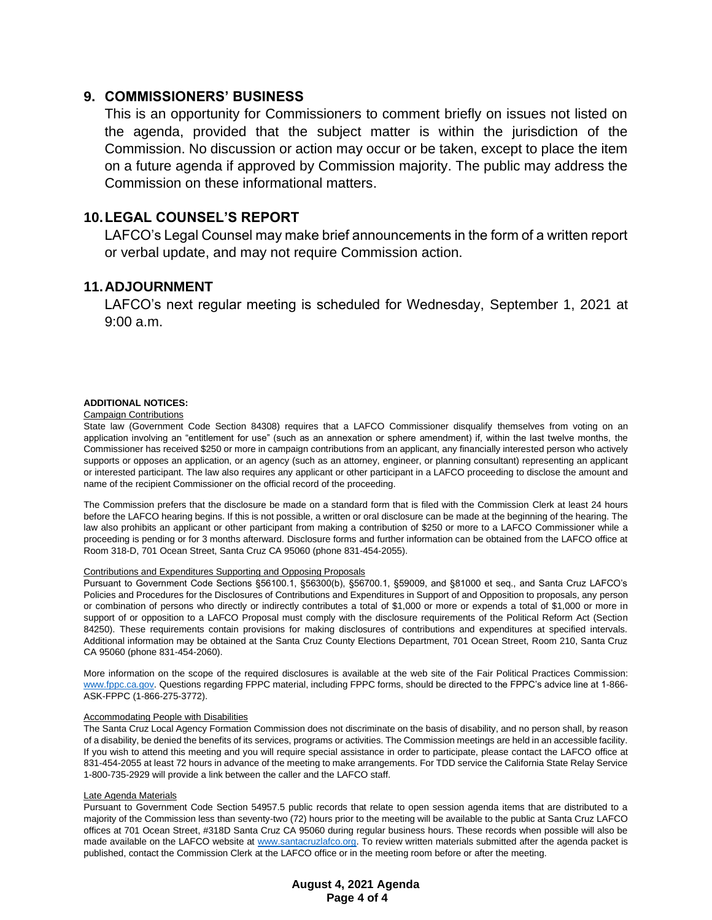## 9. COMMISSIONERS' BUSINESS

This is an opportunity for Commissioners to comment briefly on issues not listed on the agenda, provided that the subject matter is within the jurisdiction of the Commission. No discussion or action may occur or be taken, except to place the item on a future agenda if approved by Commission majority. The public may address the Commission on these informational matters.

## 10. LEGAL COUNSEL'S REPORT

LAFCO's Legal Counsel may make brief announcements in the form of a written report or verbal update, and may not require Commission action.

## 11. ADJOURNMENT

LAFCO's next regular meeting is scheduled for Wednesday, September 1, 2021 at 9:00 a.m.

**ADDITIONAL NOTICES:**

Campaign Contributions

State law (Government Code Section 84308) requires that a LAFCO Commissioner disqualify themselves from voting on an application involving an "entitlement for use" (such as an annexation or sphere amendment) if, within the last twelve months, the Commissioner has received $250 or more in campaign contributions from an applicant, any financially interested person who actively supports or opposes an application, or an agency (such as an attorney, engineer, or planning consultant) representing an applicant or interested participant. The law also requires any applicant or other participant in a LAFCO proceeding to disclose the amount and name of the recipient Commissioner on the official record of the proceeding.

The Commission prefers that the disclosure be made on a standard form that is filed with the Commission Clerk at least 24 hours before the LAFCO hearing begins. If this is not possible, a written or oral disclosure can be made at the beginning of the hearing. The law also prohibits an applicant or other participant from making a contribution of $250 or more to a LAFCO Commissioner while a proceeding is pending or for 3 months afterward. Disclosure forms and further information can be obtained from the LAFCO office at Room 318-D, 701 Ocean Street, Santa Cruz CA 95060 (phone 831-454-2055).

Contributions and Expenditures Supporting and Opposing Proposals

Pursuant to Government Code Sections §56100.1, §56300(b), §56700.1, §59009, and §81000 et seq., and Santa Cruz LAFCO's Policies and Procedures for the Disclosures of Contributions and Expenditures in Support of and Opposition to proposals, any person or combination of persons who directly or indirectly contributes a total of $1,000 or more or expends a total of $1,000 or more in support of or opposition to a LAFCO Proposal must comply with the disclosure requirements of the Political Reform Act (Section 84250). These requirements contain provisions for making disclosures of contributions and expenditures at specified intervals. Additional information may be obtained at the Santa Cruz County Elections Department, 701 Ocean Street, Room 210, Santa Cruz CA 95060 (phone 831-454-2060).

More information on the scope of the required disclosures is available at the web site of the Fair Political Practices Commission: www.fppc.ca.gov. Questions regarding FPPC material, including FPPC forms, should be directed to the FPPC's advice line at 1-866-ASK-FPPC (1-866-275-3772).

Accommodating People with Disabilities

The Santa Cruz Local Agency Formation Commission does not discriminate on the basis of disability, and no person shall, by reason of a disability, be denied the benefits of its services, programs or activities. The Commission meetings are held in an accessible facility. If you wish to attend this meeting and you will require special assistance in order to participate, please contact the LAFCO office at 831-454-2055 at least 72 hours in advance of the meeting to make arrangements. For TDD service the California State Relay Service 1-800-735-2929 will provide a link between the caller and the LAFCO staff.

Late Agenda Materials

Pursuant to Government Code Section 54957.5 public records that relate to open session agenda items that are distributed to a majority of the Commission less than seventy-two (72) hours prior to the meeting will be available to the public at Santa Cruz LAFCO offices at 701 Ocean Street, #318D Santa Cruz CA 95060 during regular business hours. These records when possible will also be made available on the LAFCO website at www.santacruzlafco.org. To review written materials submitted after the agenda packet is published, contact the Commission Clerk at the LAFCO office or in the meeting room before or after the meeting.